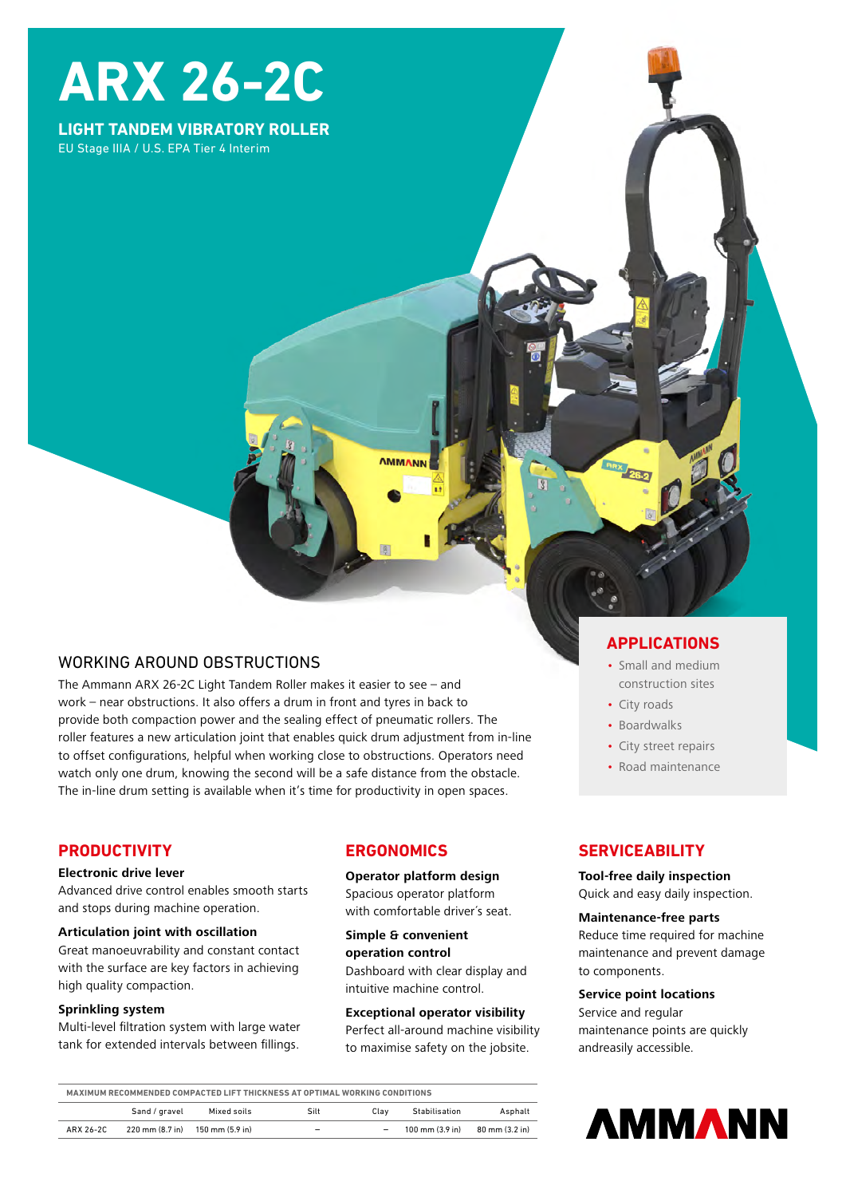# ARX 26-2C

**LIGHT TANDEM VIBRATORY ROLLER**

EU Stage IIIA / U.S. EPA Tier 4 Interim

## WORKING AROUND OBSTRUCTIONS

The Ammann ARX 26-2C Light Tandem Roller makes it easier to see – and work – near obstructions. It also offers a drum in front and tyres in back to provide both compaction power and the sealing effect of pneumatic rollers. The roller features a new articulation joint that enables quick drum adjustment from in-line to offset configurations, helpful when working close to obstructions. Operators need watch only one drum, knowing the second will be a safe distance from the obstacle. The in-line drum setting is available when it's time for productivity in open spaces.

## APPLICATIONS

- Small and medium construction sites
- City roads
- Boardwalks
- City street repairs
- Road maintenance

## PRODUCTIVITY

**Electronic drive lever**
Advanced drive control enables smooth starts and stops during machine operation.

**Articulation joint with oscillation**
Great manoeuvrability and constant contact with the surface are key factors in achieving high quality compaction.

**Sprinkling system**
Multi-level filtration system with large water tank for extended intervals between fillings.

## ERGONOMICS

**Operator platform design**
Spacious operator platform with comfortable driver's seat.

**Simple & convenient operation control**
Dashboard with clear display and intuitive machine control.

**Exceptional operator visibility**
Perfect all-around machine visibility to maximise safety on the jobsite.

## SERVICEABILITY

**Tool-free daily inspection**
Quick and easy daily inspection.

**Maintenance-free parts**
Reduce time required for machine maintenance and prevent damage to components.

**Service point locations**
Service and regular maintenance points are quickly andreasily accessible.

**MAXIMUM RECOMMENDED COMPACTED LIFT THICKNESS AT OPTIMAL WORKING CONDITIONS**

| | Sand / gravel | Mixed soils | Silt | Clay | Stabilisation | Asphalt |
|---|---|---|---|---|---|---|
| ARX 26-2C | 220 mm (8.7 in) | 150 mm (5.9 in) | – | – | 100 mm (3.9 in) | 80 mm (3.2 in) |

AMMANN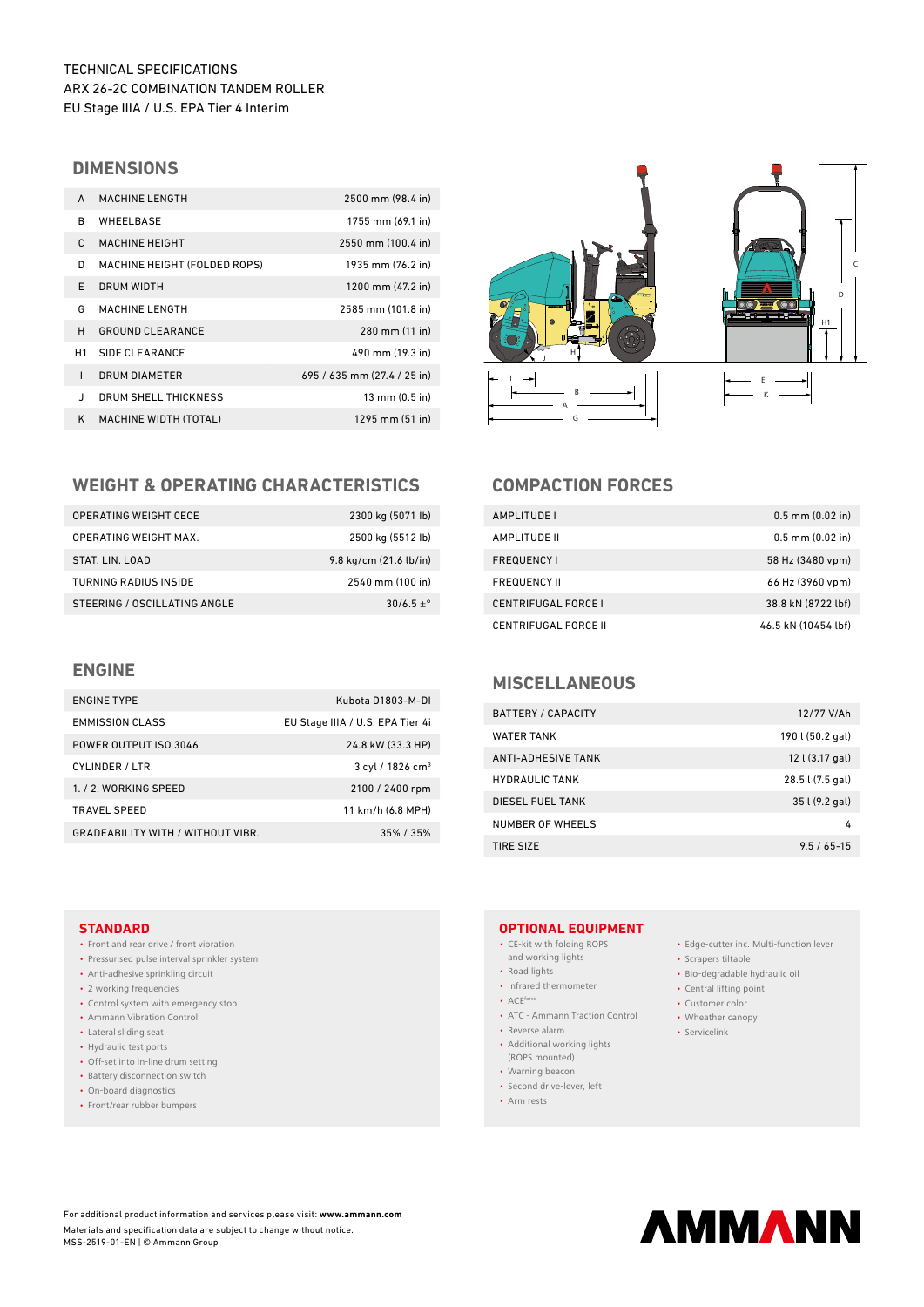TECHNICAL SPECIFICATIONS
ARX 26-2C COMBINATION TANDEM ROLLER
EU Stage IIIA / U.S. EPA Tier 4 Interim

## DIMENSIONS

| | | |
|---|---|---|
| A | MACHINE LENGTH | 2500 mm (98.4 in) |
| B | WHEELBASE | 1755 mm (69.1 in) |
| C | MACHINE HEIGHT | 2550 mm (100.4 in) |
| D | MACHINE HEIGHT (FOLDED ROPS) | 1935 mm (76.2 in) |
| E | DRUM WIDTH | 1200 mm (47.2 in) |
| G | MACHINE LENGTH | 2585 mm (101.8 in) |
| H | GROUND CLEARANCE | 280 mm (11 in) |
| H1 | SIDE CLEARANCE | 490 mm (19.3 in) |
| I | DRUM DIAMETER | 695 / 635 mm (27.4 / 25 in) |
| J | DRUM SHELL THICKNESS | 13 mm (0.5 in) |
| K | MACHINE WIDTH (TOTAL) | 1295 mm (51 in) |

## WEIGHT & OPERATING CHARACTERISTICS

| | |
|---|---|
| OPERATING WEIGHT CECE | 2300 kg (5071 lb) |
| OPERATING WEIGHT MAX. | 2500 kg (5512 lb) |
| STAT. LIN. LOAD | 9.8 kg/cm (21.6 lb/in) |
| TURNING RADIUS INSIDE | 2540 mm (100 in) |
| STEERING / OSCILLATING ANGLE | 30/6.5 ±° |

## COMPACTION FORCES

| | |
|---|---|
| AMPLITUDE I | 0.5 mm (0.02 in) |
| AMPLITUDE II | 0.5 mm (0.02 in) |
| FREQUENCY I | 58 Hz (3480 vpm) |
| FREQUENCY II | 66 Hz (3960 vpm) |
| CENTRIFUGAL FORCE I | 38.8 kN (8722 lbf) |
| CENTRIFUGAL FORCE II | 46.5 kN (10454 lbf) |

## ENGINE

| | |
|---|---|
| ENGINE TYPE | Kubota D1803-M-DI |
| EMMISSION CLASS | EU Stage IIIA / U.S. EPA Tier 4i |
| POWER OUTPUT ISO 3046 | 24.8 kW (33.3 HP) |
| CYLINDER / LTR. | 3 cyl / 1826 cm³ |
| 1. / 2. WORKING SPEED | 2100 / 2400 rpm |
| TRAVEL SPEED | 11 km/h (6.8 MPH) |
| GRADEABILITY WITH / WITHOUT VIBR. | 35% / 35% |

## MISCELLANEOUS

| | |
|---|---|
| BATTERY / CAPACITY | 12/77 V/Ah |
| WATER TANK | 190 l (50.2 gal) |
| ANTI-ADHESIVE TANK | 12 l (3.17 gal) |
| HYDRAULIC TANK | 28.5 l (7.5 gal) |
| DIESEL FUEL TANK | 35 l (9.2 gal) |
| NUMBER OF WHEELS | 4 |
| TIRE SIZE | 9.5 / 65-15 |

## STANDARD

- Front and rear drive / front vibration
- Pressurised pulse interval sprinkler system
- Anti-adhesive sprinkling circuit
- 2 working frequencies
- Control system with emergency stop
- Ammann Vibration Control
- Lateral sliding seat
- Hydraulic test ports
- Off-set into In-line drum setting
- Battery disconnection switch
- On-board diagnostics
- Front/rear rubber bumpers

## OPTIONAL EQUIPMENT

- CE-kit with folding ROPS and working lights
- Road lights
- Infrared thermometer
- ACEforce
- ATC - Ammann Traction Control
- Reverse alarm
- Additional working lights (ROPS mounted)
- Warning beacon
- Second drive-lever, left
- Arm rests
- Edge-cutter inc. Multi-function lever
- Scrapers tiltable
- Bio-degradable hydraulic oil
- Central lifting point
- Customer color
- Wheather canopy
- Servicelink

For additional product information and services please visit: **www.ammann.com**
Materials and specification data are subject to change without notice.
MSS-2519-01-EN | © Ammann Group

AMMANN